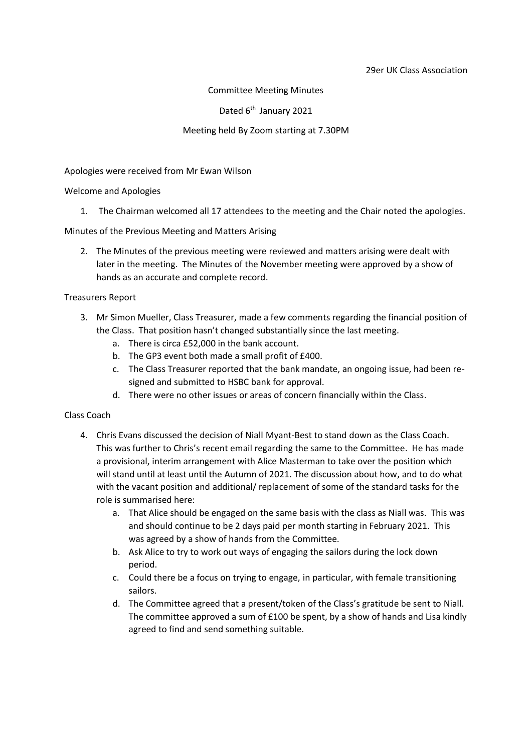29er UK Class Association

Committee Meeting Minutes

Dated 6th January 2021

Meeting held By Zoom starting at 7.30PM

Apologies were received from Mr Ewan Wilson

Welcome and Apologies

1. The Chairman welcomed all 17 attendees to the meeting and the Chair noted the apologies.

Minutes of the Previous Meeting and Matters Arising

2. The Minutes of the previous meeting were reviewed and matters arising were dealt with later in the meeting. The Minutes of the November meeting were approved by a show of hands as an accurate and complete record.

Treasurers Report

3. Mr Simon Mueller, Class Treasurer, made a few comments regarding the financial position of the Class. That position hasn't changed substantially since the last meeting.
   a. There is circa £52,000 in the bank account.
   b. The GP3 event both made a small profit of £400.
   c. The Class Treasurer reported that the bank mandate, an ongoing issue, had been re-signed and submitted to HSBC bank for approval.
   d. There were no other issues or areas of concern financially within the Class.

Class Coach

4. Chris Evans discussed the decision of Niall Myant-Best to stand down as the Class Coach. This was further to Chris's recent email regarding the same to the Committee. He has made a provisional, interim arrangement with Alice Masterman to take over the position which will stand until at least until the Autumn of 2021. The discussion about how, and to do what with the vacant position and additional/ replacement of some of the standard tasks for the role is summarised here:
   a. That Alice should be engaged on the same basis with the class as Niall was. This was and should continue to be 2 days paid per month starting in February 2021. This was agreed by a show of hands from the Committee.
   b. Ask Alice to try to work out ways of engaging the sailors during the lock down period.
   c. Could there be a focus on trying to engage, in particular, with female transitioning sailors.
   d. The Committee agreed that a present/token of the Class's gratitude be sent to Niall. The committee approved a sum of £100 be spent, by a show of hands and Lisa kindly agreed to find and send something suitable.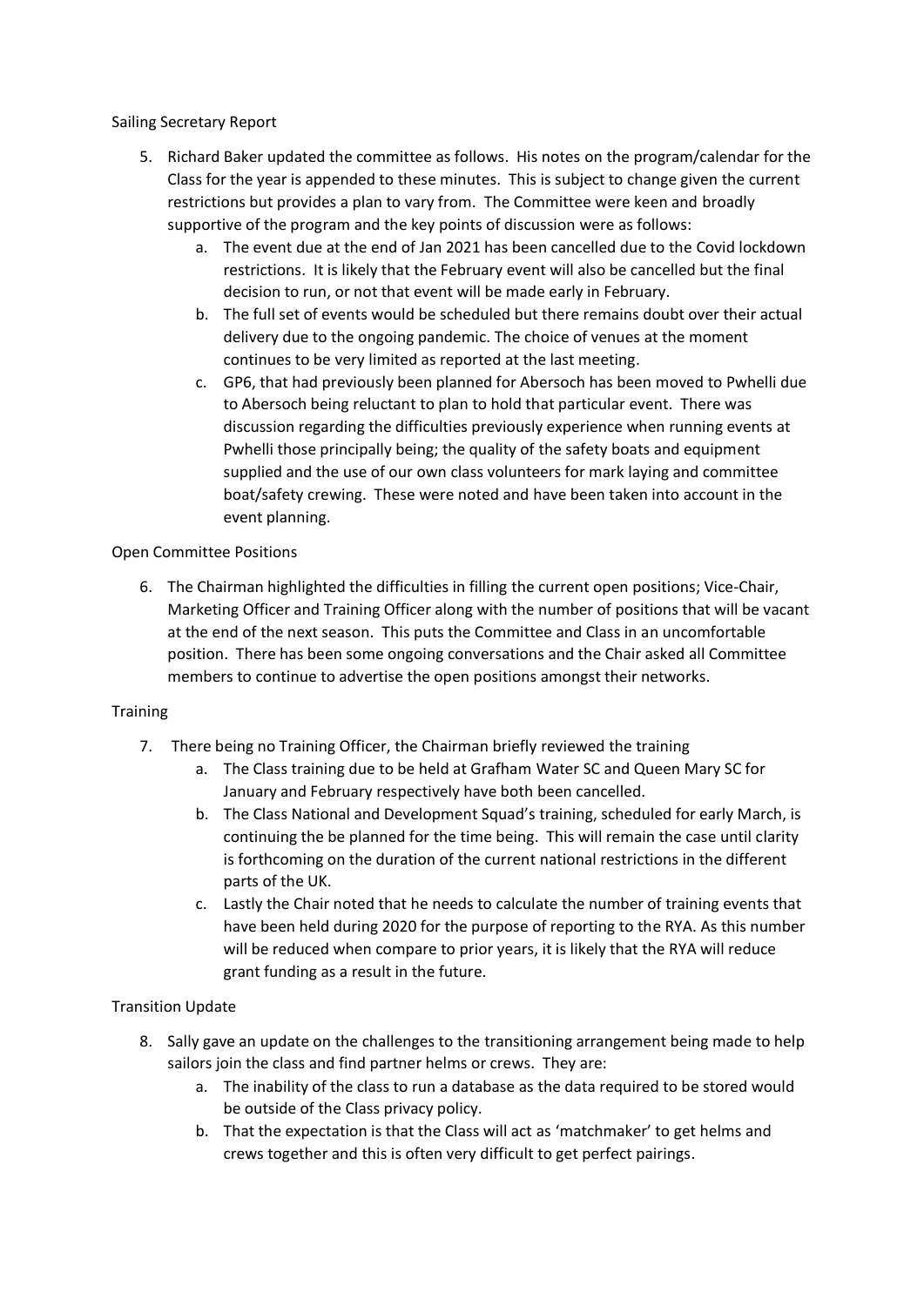Sailing Secretary Report

5. Richard Baker updated the committee as follows. His notes on the program/calendar for the Class for the year is appended to these minutes. This is subject to change given the current restrictions but provides a plan to vary from. The Committee were keen and broadly supportive of the program and the key points of discussion were as follows:
    a. The event due at the end of Jan 2021 has been cancelled due to the Covid lockdown restrictions. It is likely that the February event will also be cancelled but the final decision to run, or not that event will be made early in February.
    b. The full set of events would be scheduled but there remains doubt over their actual delivery due to the ongoing pandemic. The choice of venues at the moment continues to be very limited as reported at the last meeting.
    c. GP6, that had previously been planned for Abersoch has been moved to Pwhelli due to Abersoch being reluctant to plan to hold that particular event. There was discussion regarding the difficulties previously experience when running events at Pwhelli those principally being; the quality of the safety boats and equipment supplied and the use of our own class volunteers for mark laying and committee boat/safety crewing. These were noted and have been taken into account in the event planning.

Open Committee Positions

6. The Chairman highlighted the difficulties in filling the current open positions; Vice-Chair, Marketing Officer and Training Officer along with the number of positions that will be vacant at the end of the next season. This puts the Committee and Class in an uncomfortable position. There has been some ongoing conversations and the Chair asked all Committee members to continue to advertise the open positions amongst their networks.

Training

7. There being no Training Officer, the Chairman briefly reviewed the training
    a. The Class training due to be held at Grafham Water SC and Queen Mary SC for January and February respectively have both been cancelled.
    b. The Class National and Development Squad's training, scheduled for early March, is continuing the be planned for the time being. This will remain the case until clarity is forthcoming on the duration of the current national restrictions in the different parts of the UK.
    c. Lastly the Chair noted that he needs to calculate the number of training events that have been held during 2020 for the purpose of reporting to the RYA. As this number will be reduced when compare to prior years, it is likely that the RYA will reduce grant funding as a result in the future.

Transition Update

8. Sally gave an update on the challenges to the transitioning arrangement being made to help sailors join the class and find partner helms or crews. They are:
    a. The inability of the class to run a database as the data required to be stored would be outside of the Class privacy policy.
    b. That the expectation is that the Class will act as 'matchmaker' to get helms and crews together and this is often very difficult to get perfect pairings.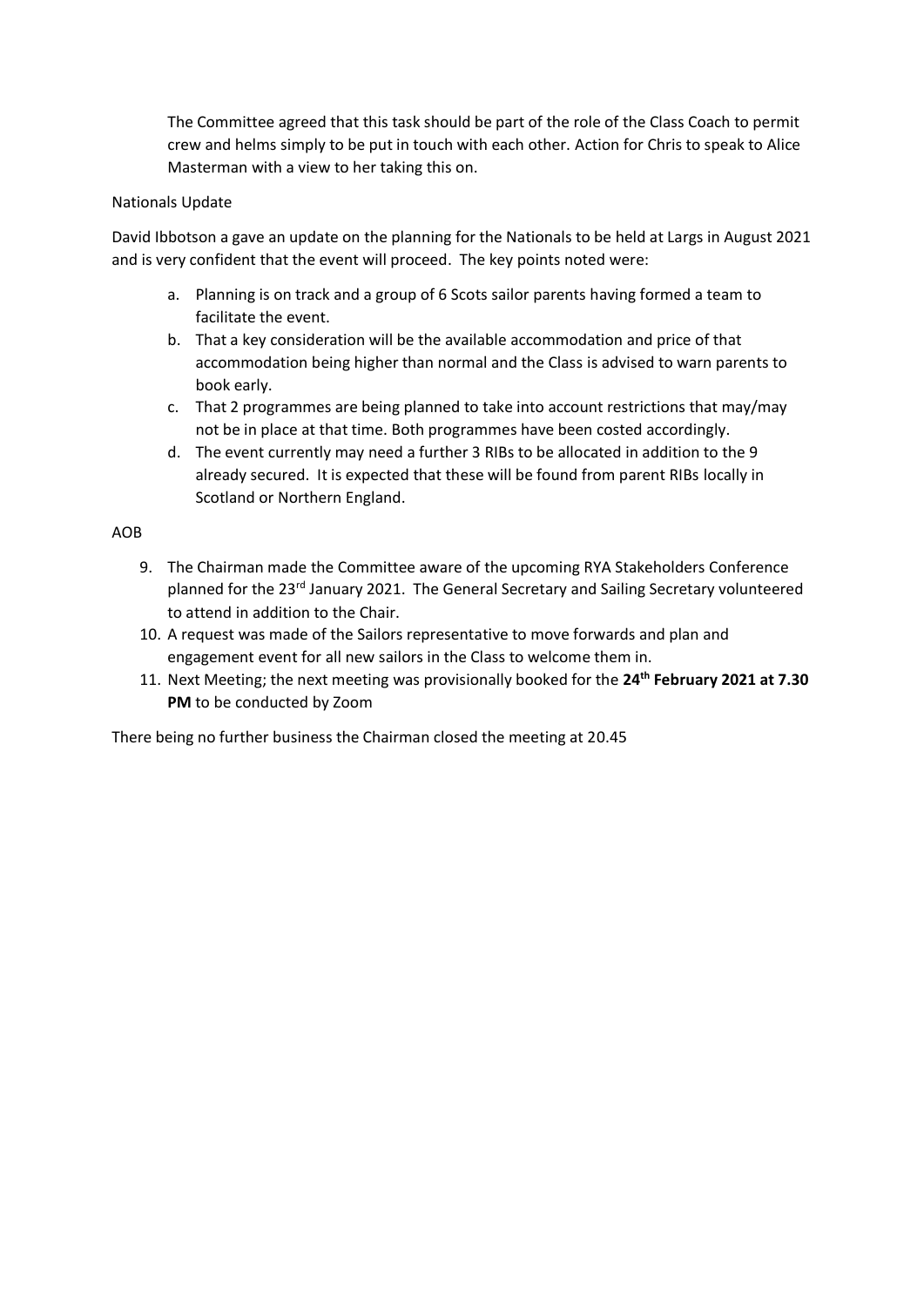The Committee agreed that this task should be part of the role of the Class Coach to permit crew and helms simply to be put in touch with each other. Action for Chris to speak to Alice Masterman with a view to her taking this on.

Nationals Update

David Ibbotson a gave an update on the planning for the Nationals to be held at Largs in August 2021 and is very confident that the event will proceed. The key points noted were:

a. Planning is on track and a group of 6 Scots sailor parents having formed a team to facilitate the event.
b. That a key consideration will be the available accommodation and price of that accommodation being higher than normal and the Class is advised to warn parents to book early.
c. That 2 programmes are being planned to take into account restrictions that may/may not be in place at that time. Both programmes have been costed accordingly.
d. The event currently may need a further 3 RIBs to be allocated in addition to the 9 already secured. It is expected that these will be found from parent RIBs locally in Scotland or Northern England.

AOB

9. The Chairman made the Committee aware of the upcoming RYA Stakeholders Conference planned for the 23rd January 2021. The General Secretary and Sailing Secretary volunteered to attend in addition to the Chair.
10. A request was made of the Sailors representative to move forwards and plan and engagement event for all new sailors in the Class to welcome them in.
11. Next Meeting; the next meeting was provisionally booked for the **24th February 2021 at 7.30 PM** to be conducted by Zoom

There being no further business the Chairman closed the meeting at 20.45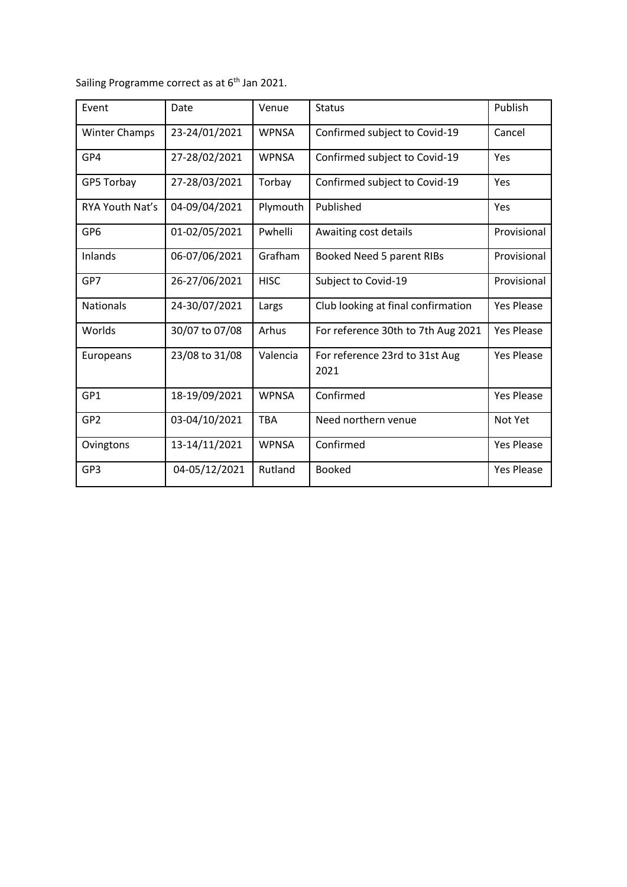Sailing Programme correct as at 6th Jan 2021.

| Event | Date | Venue | Status | Publish |
|---|---|---|---|---|
| Winter Champs | 23-24/01/2021 | WPNSA | Confirmed subject to Covid-19 | Cancel |
| GP4 | 27-28/02/2021 | WPNSA | Confirmed subject to Covid-19 | Yes |
| GP5 Torbay | 27-28/03/2021 | Torbay | Confirmed subject to Covid-19 | Yes |
| RYA Youth Nat's | 04-09/04/2021 | Plymouth | Published | Yes |
| GP6 | 01-02/05/2021 | Pwhelli | Awaiting cost details | Provisional |
| Inlands | 06-07/06/2021 | Grafham | Booked Need 5 parent RIBs | Provisional |
| GP7 | 26-27/06/2021 | HISC | Subject to Covid-19 | Provisional |
| Nationals | 24-30/07/2021 | Largs | Club looking at final confirmation | Yes Please |
| Worlds | 30/07 to 07/08 | Arhus | For reference 30th to 7th Aug 2021 | Yes Please |
| Europeans | 23/08 to 31/08 | Valencia | For reference 23rd to 31st Aug 2021 | Yes Please |
| GP1 | 18-19/09/2021 | WPNSA | Confirmed | Yes Please |
| GP2 | 03-04/10/2021 | TBA | Need northern venue | Not Yet |
| Ovingtons | 13-14/11/2021 | WPNSA | Confirmed | Yes Please |
| GP3 | 04-05/12/2021 | Rutland | Booked | Yes Please |